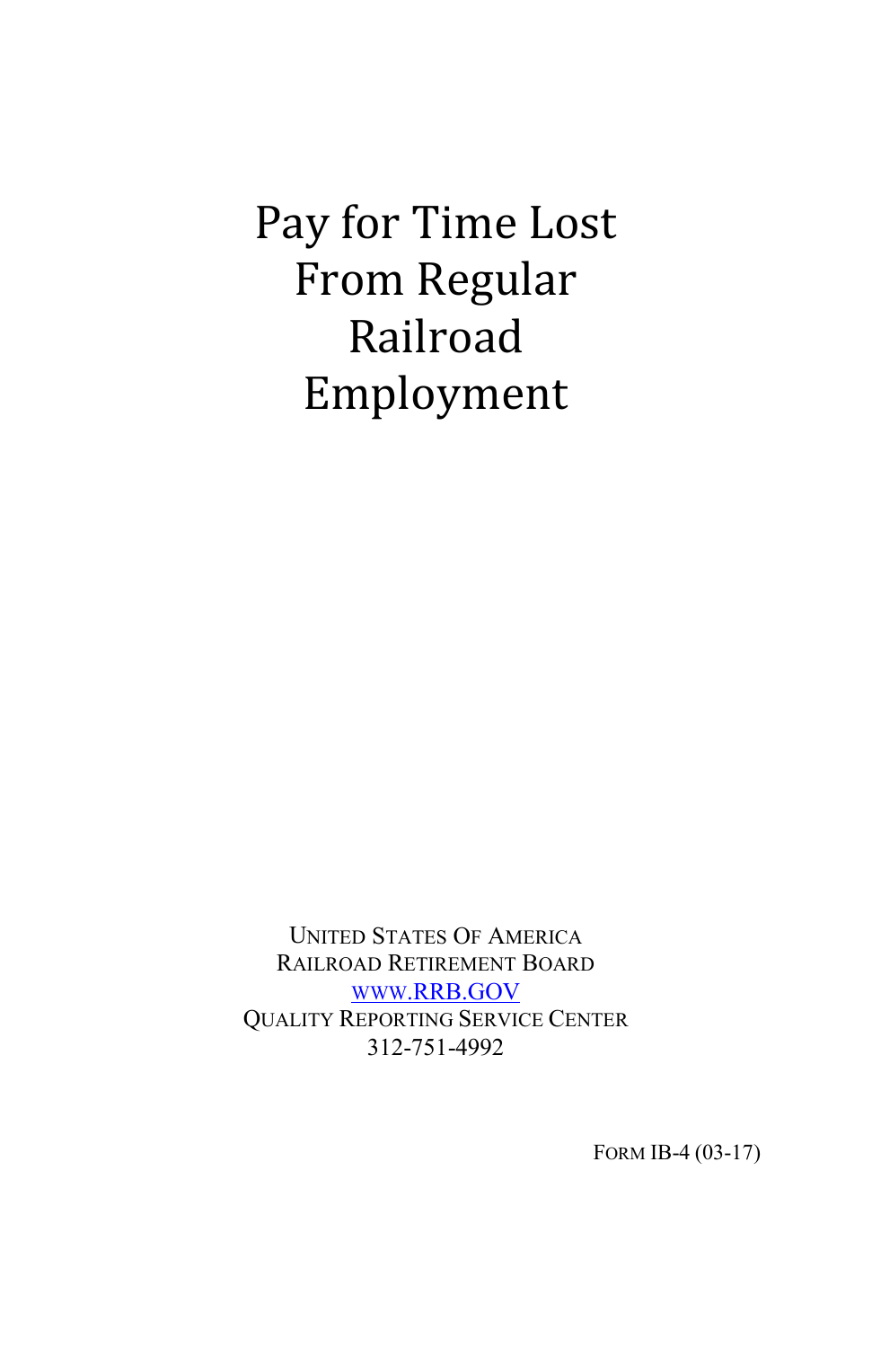# Pay for Time Lost From Regular Railroad Employment

UNITED STATES OF AMERICA
RAILROAD RETIREMENT BOARD
WWW.RRB.GOV
QUALITY REPORTING SERVICE CENTER
312-751-4992

FORM IB-4 (03-17)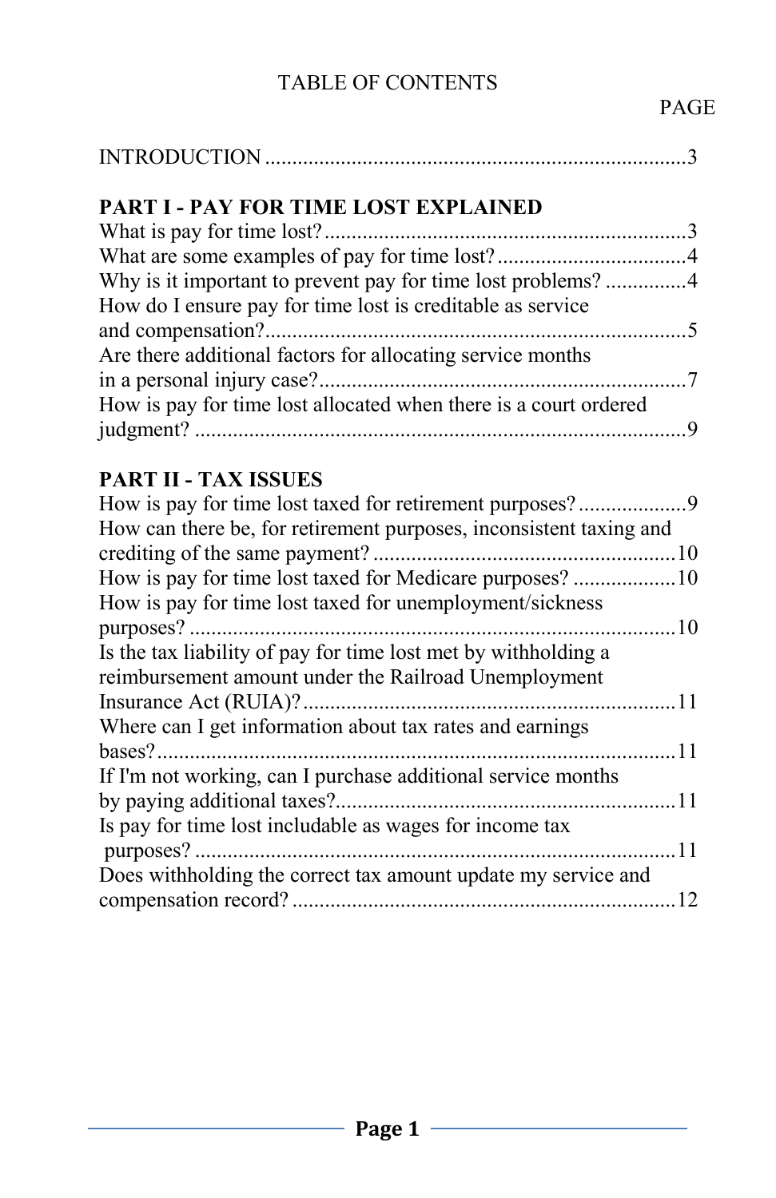# TABLE OF CONTENTS

| | PAGE |
|---|---|
| INTRODUCTION | 3 |
| **PART I - PAY FOR TIME LOST EXPLAINED** | |
| What is pay for time lost? | 3 |
| What are some examples of pay for time lost? | 4 |
| Why is it important to prevent pay for time lost problems? | 4 |
| How do I ensure pay for time lost is creditable as service and compensation? | 5 |
| Are there additional factors for allocating service months in a personal injury case? | 7 |
| How is pay for time lost allocated when there is a court ordered judgment? | 9 |
| **PART II - TAX ISSUES** | |
| How is pay for time lost taxed for retirement purposes? | 9 |
| How can there be, for retirement purposes, inconsistent taxing and crediting of the same payment? | 10 |
| How is pay for time lost taxed for Medicare purposes? | 10 |
| How is pay for time lost taxed for unemployment/sickness purposes? | 10 |
| Is the tax liability of pay for time lost met by withholding a reimbursement amount under the Railroad Unemployment Insurance Act (RUIA)? | 11 |
| Where can I get information about tax rates and earnings bases? | 11 |
| If I'm not working, can I purchase additional service months by paying additional taxes? | 11 |
| Is pay for time lost includable as wages for income tax purposes? | 11 |
| Does withholding the correct tax amount update my service and compensation record? | 12 |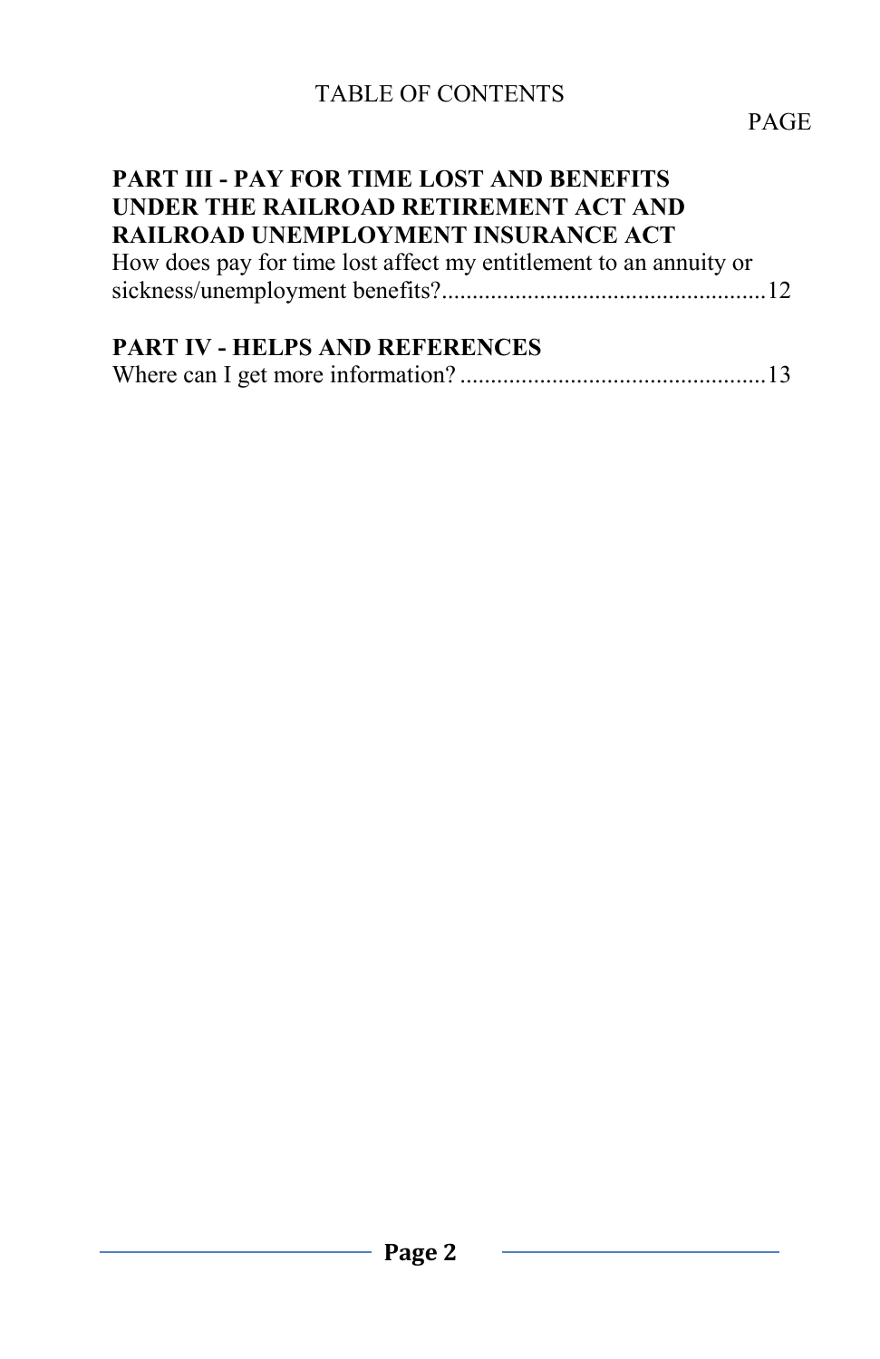TABLE OF CONTENTS

PAGE

**PART III - PAY FOR TIME LOST AND BENEFITS UNDER THE RAILROAD RETIREMENT ACT AND RAILROAD UNEMPLOYMENT INSURANCE ACT**

How does pay for time lost affect my entitlement to an annuity or sickness/unemployment benefits?....................................................12

**PART IV - HELPS AND REFERENCES**

Where can I get more information? .................................................13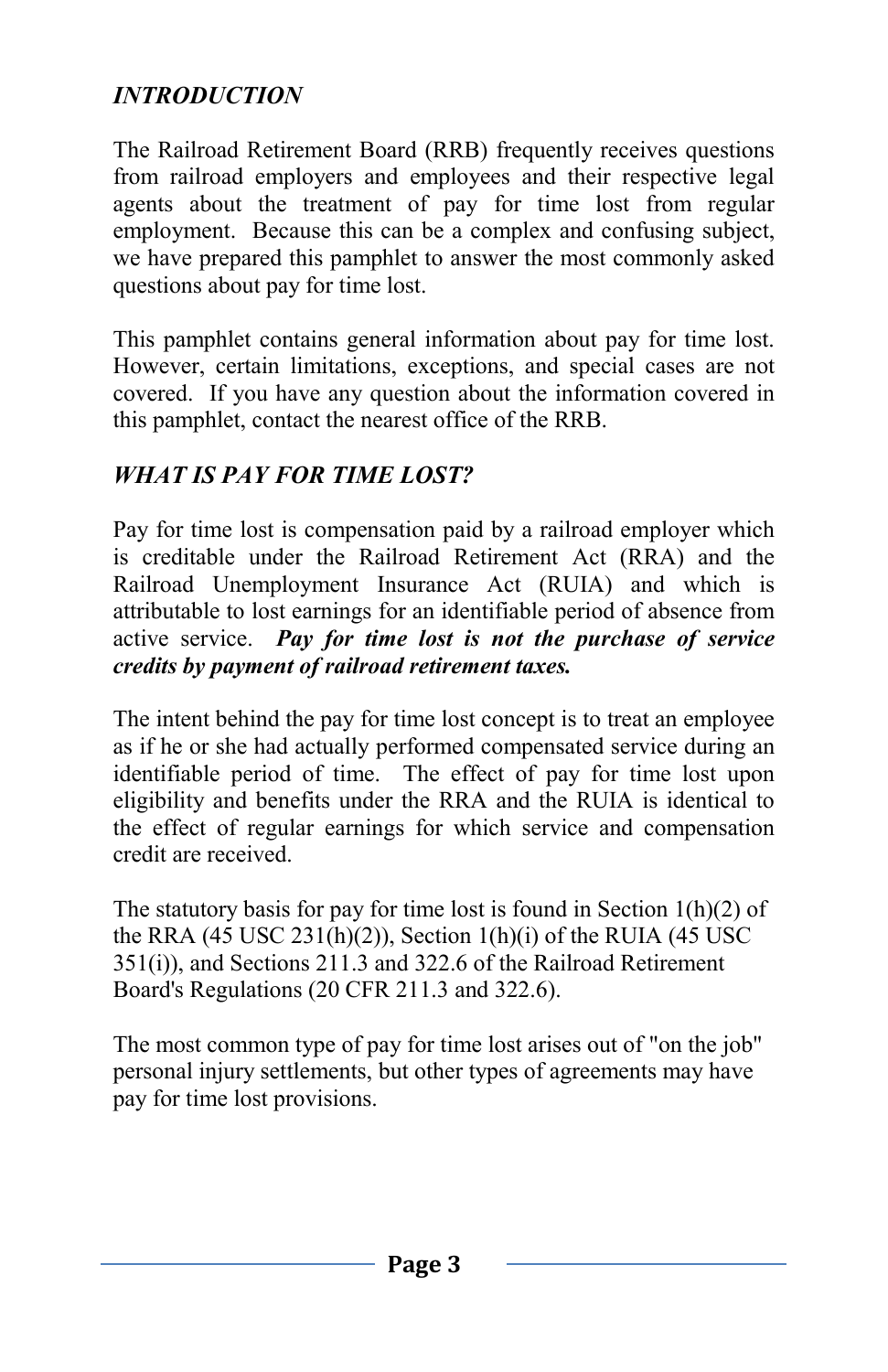## *INTRODUCTION*

The Railroad Retirement Board (RRB) frequently receives questions from railroad employers and employees and their respective legal agents about the treatment of pay for time lost from regular employment. Because this can be a complex and confusing subject, we have prepared this pamphlet to answer the most commonly asked questions about pay for time lost.

This pamphlet contains general information about pay for time lost. However, certain limitations, exceptions, and special cases are not covered. If you have any question about the information covered in this pamphlet, contact the nearest office of the RRB.

## *WHAT IS PAY FOR TIME LOST?*

Pay for time lost is compensation paid by a railroad employer which is creditable under the Railroad Retirement Act (RRA) and the Railroad Unemployment Insurance Act (RUIA) and which is attributable to lost earnings for an identifiable period of absence from active service. ***Pay for time lost is not the purchase of service credits by payment of railroad retirement taxes.***

The intent behind the pay for time lost concept is to treat an employee as if he or she had actually performed compensated service during an identifiable period of time. The effect of pay for time lost upon eligibility and benefits under the RRA and the RUIA is identical to the effect of regular earnings for which service and compensation credit are received.

The statutory basis for pay for time lost is found in Section 1(h)(2) of the RRA (45 USC 231(h)(2)), Section 1(h)(i) of the RUIA (45 USC 351(i)), and Sections 211.3 and 322.6 of the Railroad Retirement Board's Regulations (20 CFR 211.3 and 322.6).

The most common type of pay for time lost arises out of "on the job" personal injury settlements, but other types of agreements may have pay for time lost provisions.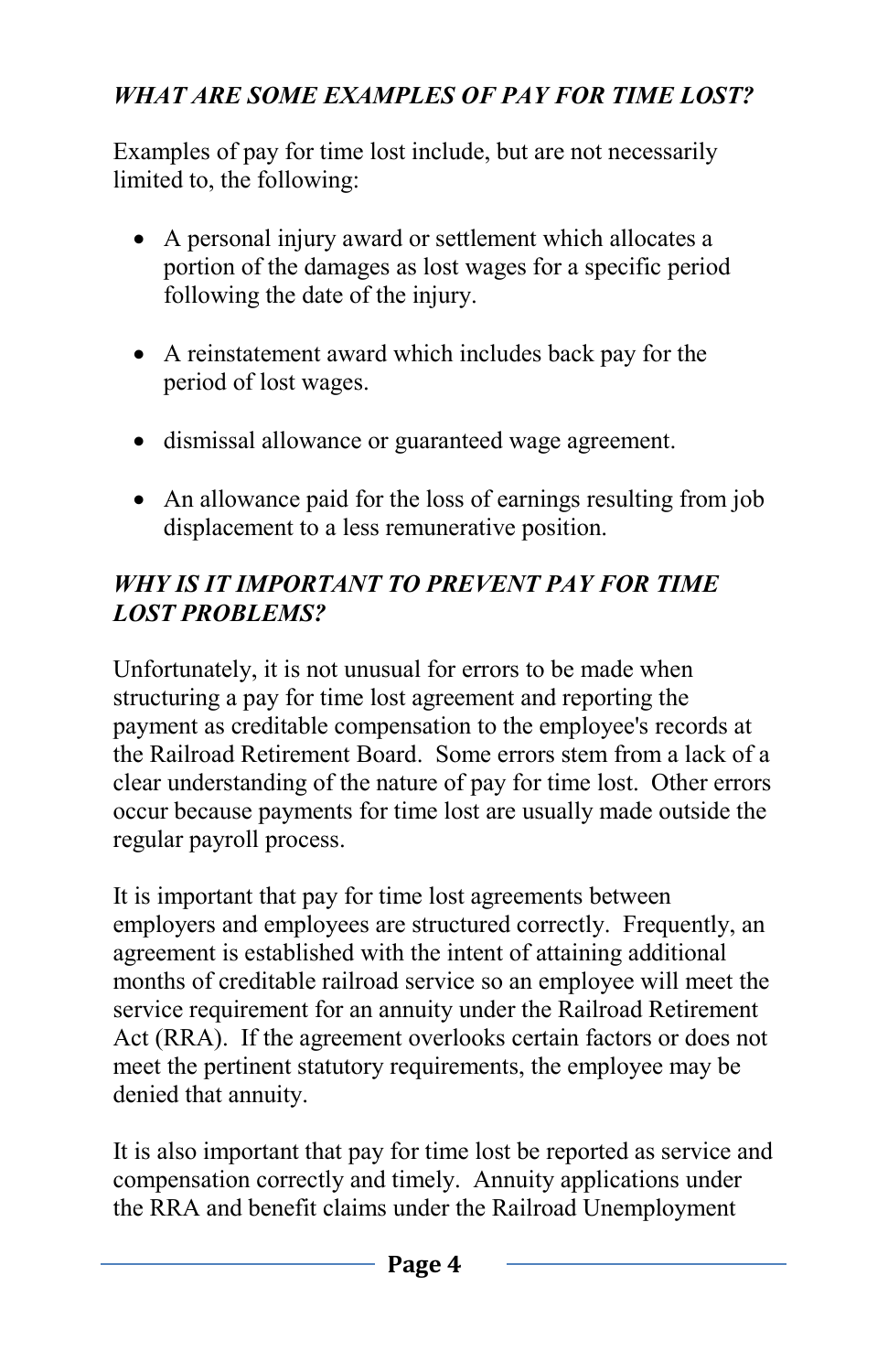### *WHAT ARE SOME EXAMPLES OF PAY FOR TIME LOST?*

Examples of pay for time lost include, but are not necessarily limited to, the following:

- A personal injury award or settlement which allocates a portion of the damages as lost wages for a specific period following the date of the injury.
- A reinstatement award which includes back pay for the period of lost wages.
- dismissal allowance or guaranteed wage agreement.
- An allowance paid for the loss of earnings resulting from job displacement to a less remunerative position.

### *WHY IS IT IMPORTANT TO PREVENT PAY FOR TIME LOST PROBLEMS?*

Unfortunately, it is not unusual for errors to be made when structuring a pay for time lost agreement and reporting the payment as creditable compensation to the employee's records at the Railroad Retirement Board. Some errors stem from a lack of a clear understanding of the nature of pay for time lost. Other errors occur because payments for time lost are usually made outside the regular payroll process.

It is important that pay for time lost agreements between employers and employees are structured correctly. Frequently, an agreement is established with the intent of attaining additional months of creditable railroad service so an employee will meet the service requirement for an annuity under the Railroad Retirement Act (RRA). If the agreement overlooks certain factors or does not meet the pertinent statutory requirements, the employee may be denied that annuity.

It is also important that pay for time lost be reported as service and compensation correctly and timely. Annuity applications under the RRA and benefit claims under the Railroad Unemployment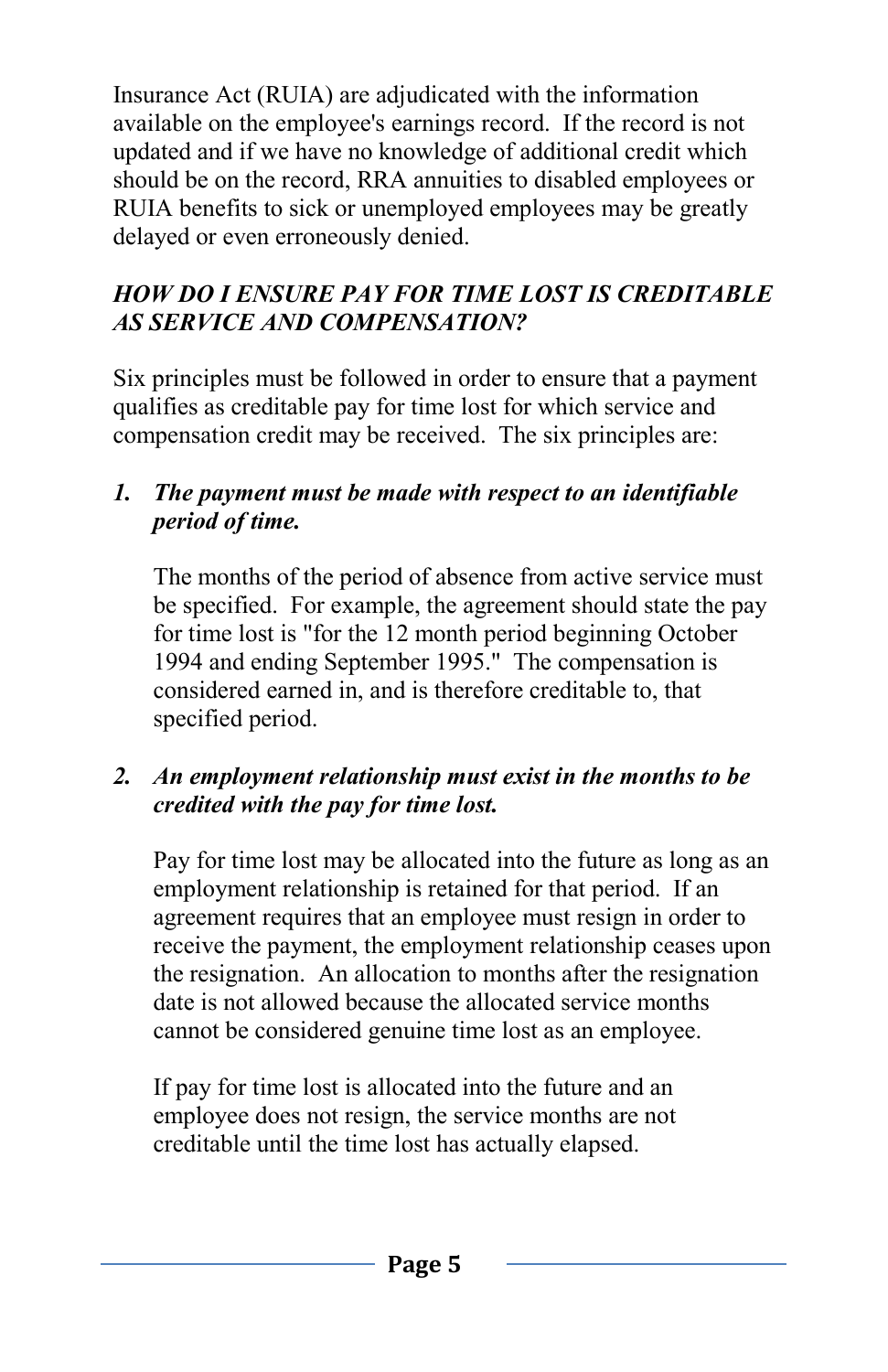Insurance Act (RUIA) are adjudicated with the information available on the employee's earnings record. If the record is not updated and if we have no knowledge of additional credit which should be on the record, RRA annuities to disabled employees or RUIA benefits to sick or unemployed employees may be greatly delayed or even erroneously denied.

### *HOW DO I ENSURE PAY FOR TIME LOST IS CREDITABLE AS SERVICE AND COMPENSATION?*

Six principles must be followed in order to ensure that a payment qualifies as creditable pay for time lost for which service and compensation credit may be received. The six principles are:

1. ***The payment must be made with respect to an identifiable period of time.***

   The months of the period of absence from active service must be specified. For example, the agreement should state the pay for time lost is "for the 12 month period beginning October 1994 and ending September 1995." The compensation is considered earned in, and is therefore creditable to, that specified period.

2. ***An employment relationship must exist in the months to be credited with the pay for time lost.***

   Pay for time lost may be allocated into the future as long as an employment relationship is retained for that period. If an agreement requires that an employee must resign in order to receive the payment, the employment relationship ceases upon the resignation. An allocation to months after the resignation date is not allowed because the allocated service months cannot be considered genuine time lost as an employee.

   If pay for time lost is allocated into the future and an employee does not resign, the service months are not creditable until the time lost has actually elapsed.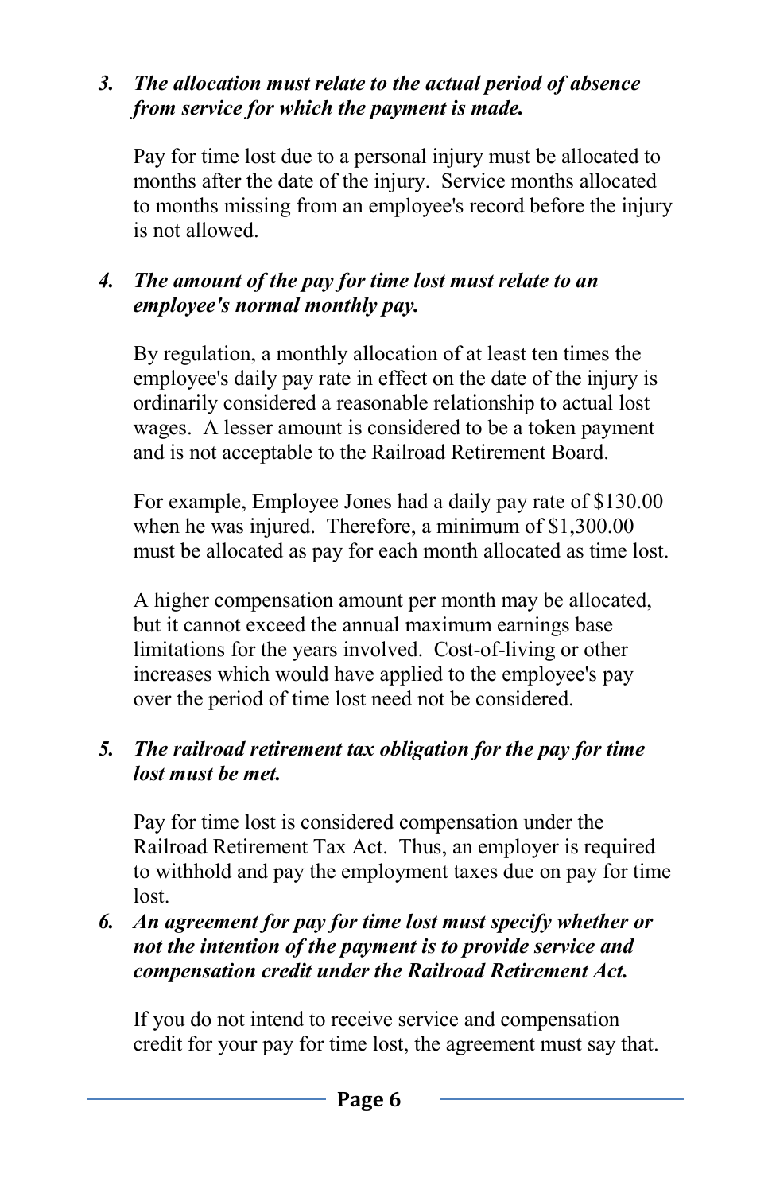3. ***The allocation must relate to the actual period of absence from service for which the payment is made.***

   Pay for time lost due to a personal injury must be allocated to months after the date of the injury. Service months allocated to months missing from an employee's record before the injury is not allowed.

4. ***The amount of the pay for time lost must relate to an employee's normal monthly pay.***

   By regulation, a monthly allocation of at least ten times the employee's daily pay rate in effect on the date of the injury is ordinarily considered a reasonable relationship to actual lost wages. A lesser amount is considered to be a token payment and is not acceptable to the Railroad Retirement Board.

   For example, Employee Jones had a daily pay rate of $130.00 when he was injured. Therefore, a minimum of $1,300.00 must be allocated as pay for each month allocated as time lost.

   A higher compensation amount per month may be allocated, but it cannot exceed the annual maximum earnings base limitations for the years involved. Cost-of-living or other increases which would have applied to the employee's pay over the period of time lost need not be considered.

5. ***The railroad retirement tax obligation for the pay for time lost must be met.***

   Pay for time lost is considered compensation under the Railroad Retirement Tax Act. Thus, an employer is required to withhold and pay the employment taxes due on pay for time lost.

6. ***An agreement for pay for time lost must specify whether or not the intention of the payment is to provide service and compensation credit under the Railroad Retirement Act.***

   If you do not intend to receive service and compensation credit for your pay for time lost, the agreement must say that.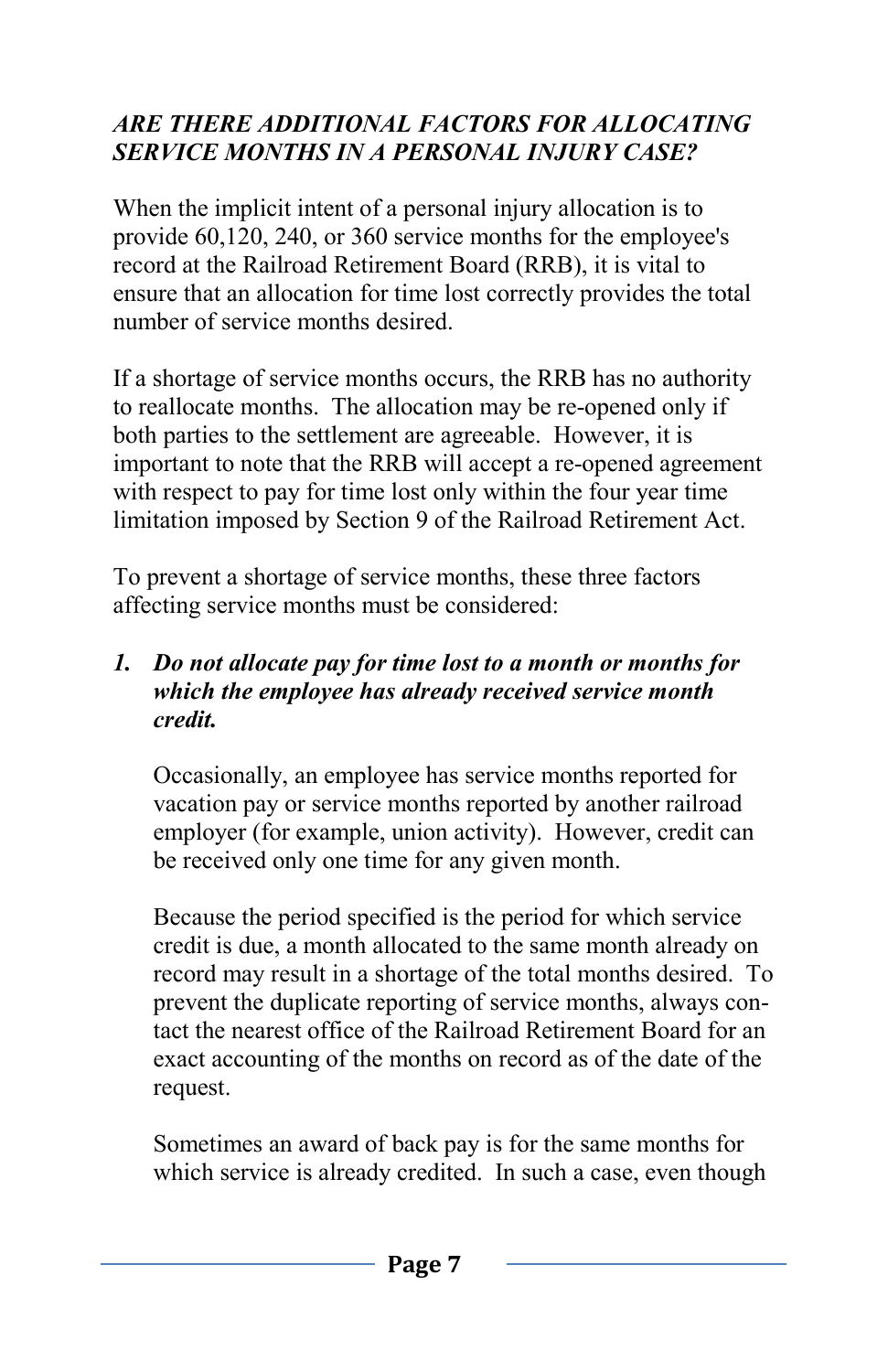### *ARE THERE ADDITIONAL FACTORS FOR ALLOCATING SERVICE MONTHS IN A PERSONAL INJURY CASE?*

When the implicit intent of a personal injury allocation is to provide 60,120, 240, or 360 service months for the employee's record at the Railroad Retirement Board (RRB), it is vital to ensure that an allocation for time lost correctly provides the total number of service months desired.

If a shortage of service months occurs, the RRB has no authority to reallocate months. The allocation may be re-opened only if both parties to the settlement are agreeable. However, it is important to note that the RRB will accept a re-opened agreement with respect to pay for time lost only within the four year time limitation imposed by Section 9 of the Railroad Retirement Act.

To prevent a shortage of service months, these three factors affecting service months must be considered:

1. ***Do not allocate pay for time lost to a month or months for which the employee has already received service month credit.***

   Occasionally, an employee has service months reported for vacation pay or service months reported by another railroad employer (for example, union activity). However, credit can be received only one time for any given month.

   Because the period specified is the period for which service credit is due, a month allocated to the same month already on record may result in a shortage of the total months desired. To prevent the duplicate reporting of service months, always contact the nearest office of the Railroad Retirement Board for an exact accounting of the months on record as of the date of the request.

   Sometimes an award of back pay is for the same months for which service is already credited. In such a case, even though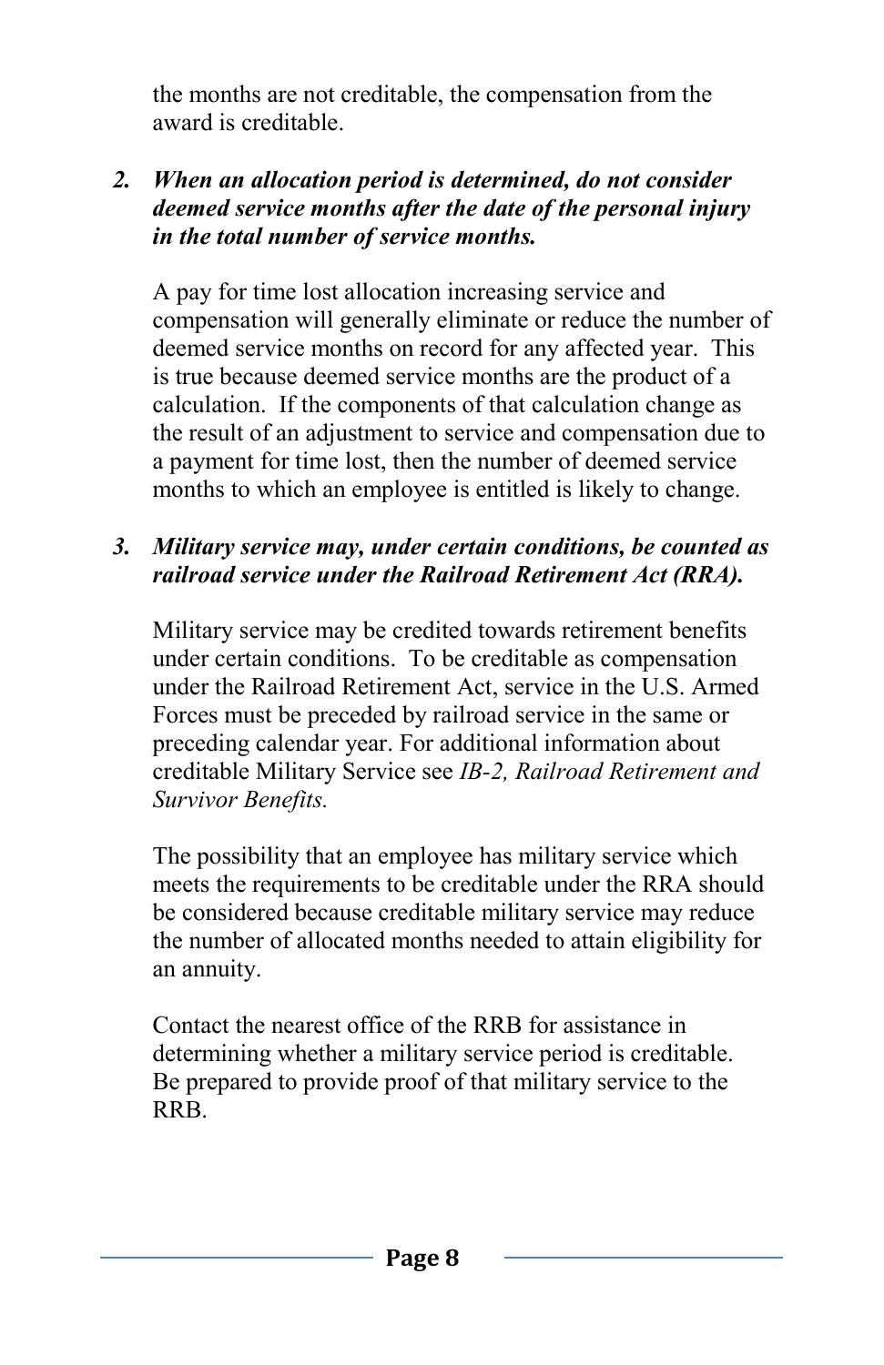the months are not creditable, the compensation from the award is creditable.

2. ***When an allocation period is determined, do not consider deemed service months after the date of the personal injury in the total number of service months.***

   A pay for time lost allocation increasing service and compensation will generally eliminate or reduce the number of deemed service months on record for any affected year. This is true because deemed service months are the product of a calculation. If the components of that calculation change as the result of an adjustment to service and compensation due to a payment for time lost, then the number of deemed service months to which an employee is entitled is likely to change.

3. ***Military service may, under certain conditions, be counted as railroad service under the Railroad Retirement Act (RRA).***

   Military service may be credited towards retirement benefits under certain conditions. To be creditable as compensation under the Railroad Retirement Act, service in the U.S. Armed Forces must be preceded by railroad service in the same or preceding calendar year. For additional information about creditable Military Service see *IB-2, Railroad Retirement and Survivor Benefits.*

   The possibility that an employee has military service which meets the requirements to be creditable under the RRA should be considered because creditable military service may reduce the number of allocated months needed to attain eligibility for an annuity.

   Contact the nearest office of the RRB for assistance in determining whether a military service period is creditable. Be prepared to provide proof of that military service to the RRB.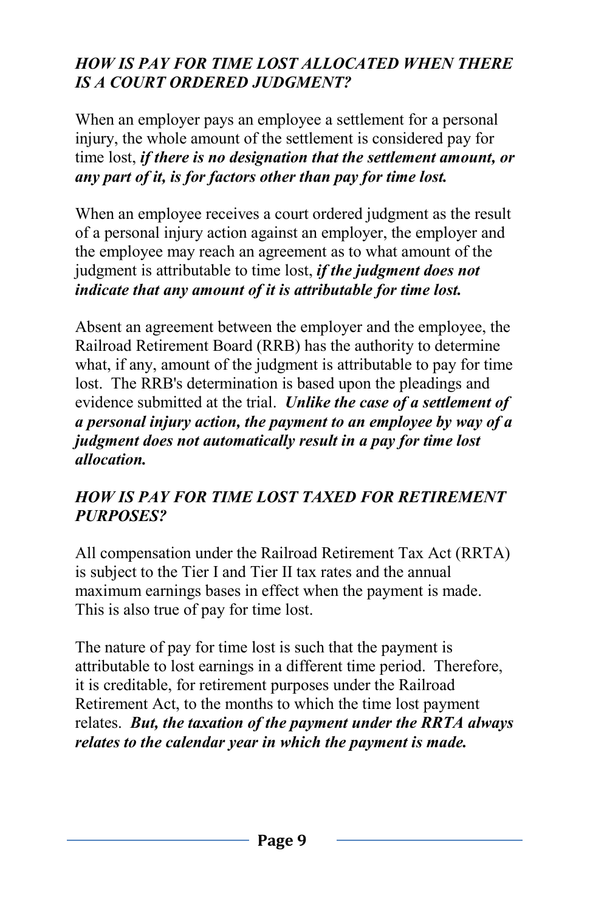### *HOW IS PAY FOR TIME LOST ALLOCATED WHEN THERE IS A COURT ORDERED JUDGMENT?*

When an employer pays an employee a settlement for a personal injury, the whole amount of the settlement is considered pay for time lost, ***if there is no designation that the settlement amount, or any part of it, is for factors other than pay for time lost.***

When an employee receives a court ordered judgment as the result of a personal injury action against an employer, the employer and the employee may reach an agreement as to what amount of the judgment is attributable to time lost, ***if the judgment does not indicate that any amount of it is attributable for time lost.***

Absent an agreement between the employer and the employee, the Railroad Retirement Board (RRB) has the authority to determine what, if any, amount of the judgment is attributable to pay for time lost. The RRB's determination is based upon the pleadings and evidence submitted at the trial. ***Unlike the case of a settlement of a personal injury action, the payment to an employee by way of a judgment does not automatically result in a pay for time lost allocation.***

### *HOW IS PAY FOR TIME LOST TAXED FOR RETIREMENT PURPOSES?*

All compensation under the Railroad Retirement Tax Act (RRTA) is subject to the Tier I and Tier II tax rates and the annual maximum earnings bases in effect when the payment is made. This is also true of pay for time lost.

The nature of pay for time lost is such that the payment is attributable to lost earnings in a different time period. Therefore, it is creditable, for retirement purposes under the Railroad Retirement Act, to the months to which the time lost payment relates. ***But, the taxation of the payment under the RRTA always relates to the calendar year in which the payment is made.***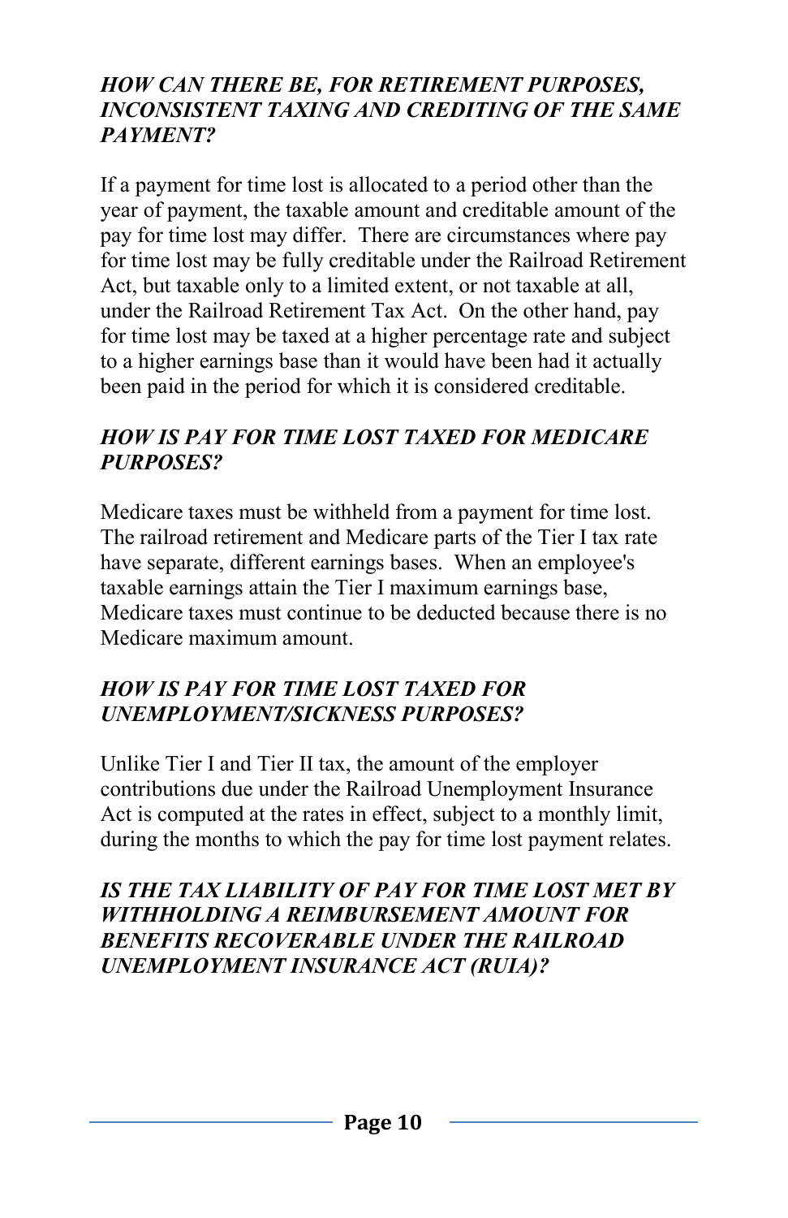### *HOW CAN THERE BE, FOR RETIREMENT PURPOSES, INCONSISTENT TAXING AND CREDITING OF THE SAME PAYMENT?*

If a payment for time lost is allocated to a period other than the year of payment, the taxable amount and creditable amount of the pay for time lost may differ. There are circumstances where pay for time lost may be fully creditable under the Railroad Retirement Act, but taxable only to a limited extent, or not taxable at all, under the Railroad Retirement Tax Act. On the other hand, pay for time lost may be taxed at a higher percentage rate and subject to a higher earnings base than it would have been had it actually been paid in the period for which it is considered creditable.

### *HOW IS PAY FOR TIME LOST TAXED FOR MEDICARE PURPOSES?*

Medicare taxes must be withheld from a payment for time lost. The railroad retirement and Medicare parts of the Tier I tax rate have separate, different earnings bases. When an employee's taxable earnings attain the Tier I maximum earnings base, Medicare taxes must continue to be deducted because there is no Medicare maximum amount.

### *HOW IS PAY FOR TIME LOST TAXED FOR UNEMPLOYMENT/SICKNESS PURPOSES?*

Unlike Tier I and Tier II tax, the amount of the employer contributions due under the Railroad Unemployment Insurance Act is computed at the rates in effect, subject to a monthly limit, during the months to which the pay for time lost payment relates.

### *IS THE TAX LIABILITY OF PAY FOR TIME LOST MET BY WITHHOLDING A REIMBURSEMENT AMOUNT FOR BENEFITS RECOVERABLE UNDER THE RAILROAD UNEMPLOYMENT INSURANCE ACT (RUIA)?*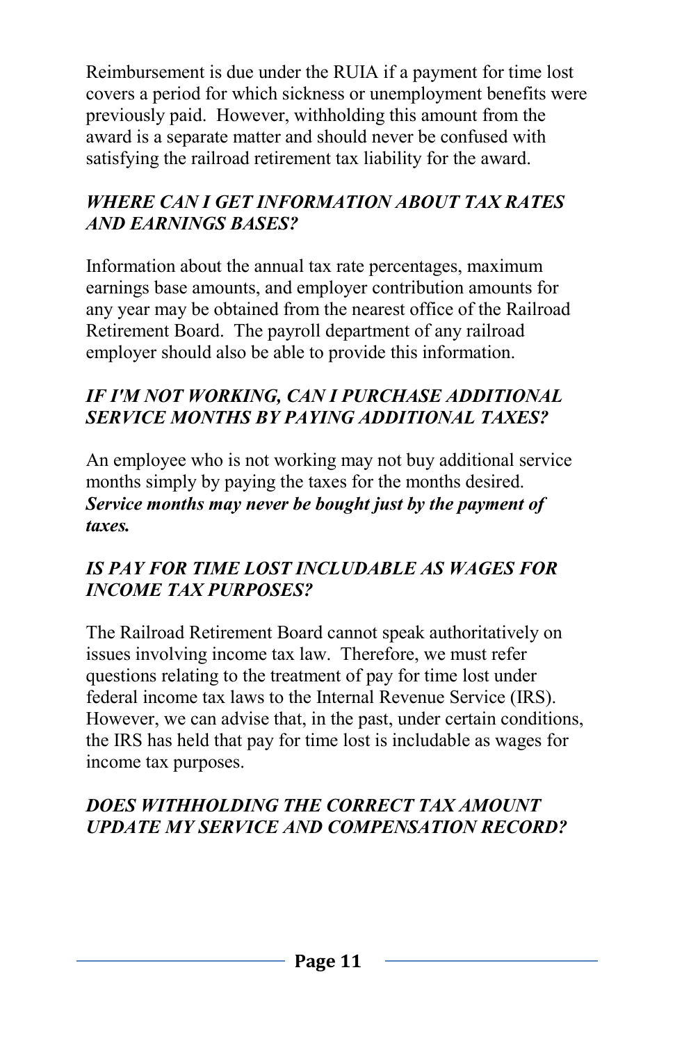Reimbursement is due under the RUIA if a payment for time lost covers a period for which sickness or unemployment benefits were previously paid. However, withholding this amount from the award is a separate matter and should never be confused with satisfying the railroad retirement tax liability for the award.

### *WHERE CAN I GET INFORMATION ABOUT TAX RATES AND EARNINGS BASES?*

Information about the annual tax rate percentages, maximum earnings base amounts, and employer contribution amounts for any year may be obtained from the nearest office of the Railroad Retirement Board. The payroll department of any railroad employer should also be able to provide this information.

### *IF I'M NOT WORKING, CAN I PURCHASE ADDITIONAL SERVICE MONTHS BY PAYING ADDITIONAL TAXES?*

An employee who is not working may not buy additional service months simply by paying the taxes for the months desired. ***Service months may never be bought just by the payment of taxes.***

### *IS PAY FOR TIME LOST INCLUDABLE AS WAGES FOR INCOME TAX PURPOSES?*

The Railroad Retirement Board cannot speak authoritatively on issues involving income tax law. Therefore, we must refer questions relating to the treatment of pay for time lost under federal income tax laws to the Internal Revenue Service (IRS). However, we can advise that, in the past, under certain conditions, the IRS has held that pay for time lost is includable as wages for income tax purposes.

### *DOES WITHHOLDING THE CORRECT TAX AMOUNT UPDATE MY SERVICE AND COMPENSATION RECORD?*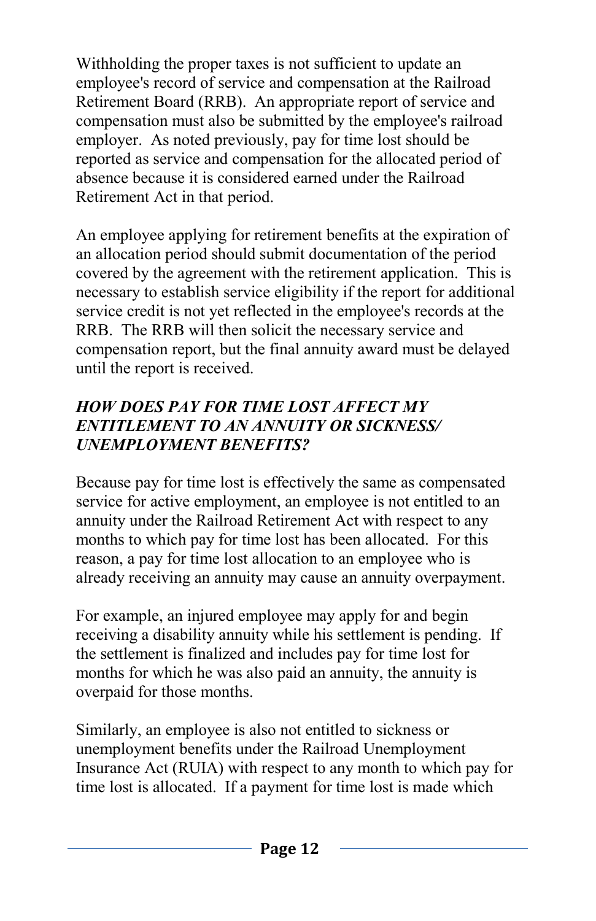Withholding the proper taxes is not sufficient to update an employee's record of service and compensation at the Railroad Retirement Board (RRB). An appropriate report of service and compensation must also be submitted by the employee's railroad employer. As noted previously, pay for time lost should be reported as service and compensation for the allocated period of absence because it is considered earned under the Railroad Retirement Act in that period.

An employee applying for retirement benefits at the expiration of an allocation period should submit documentation of the period covered by the agreement with the retirement application. This is necessary to establish service eligibility if the report for additional service credit is not yet reflected in the employee's records at the RRB. The RRB will then solicit the necessary service and compensation report, but the final annuity award must be delayed until the report is received.

### *HOW DOES PAY FOR TIME LOST AFFECT MY ENTITLEMENT TO AN ANNUITY OR SICKNESS/ UNEMPLOYMENT BENEFITS?*

Because pay for time lost is effectively the same as compensated service for active employment, an employee is not entitled to an annuity under the Railroad Retirement Act with respect to any months to which pay for time lost has been allocated. For this reason, a pay for time lost allocation to an employee who is already receiving an annuity may cause an annuity overpayment.

For example, an injured employee may apply for and begin receiving a disability annuity while his settlement is pending. If the settlement is finalized and includes pay for time lost for months for which he was also paid an annuity, the annuity is overpaid for those months.

Similarly, an employee is also not entitled to sickness or unemployment benefits under the Railroad Unemployment Insurance Act (RUIA) with respect to any month to which pay for time lost is allocated. If a payment for time lost is made which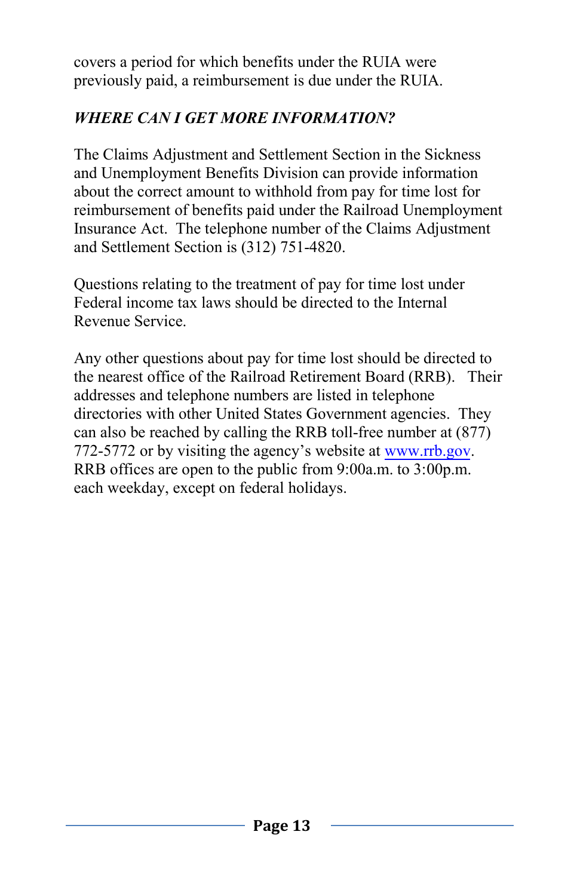covers a period for which benefits under the RUIA were previously paid, a reimbursement is due under the RUIA.

***WHERE CAN I GET MORE INFORMATION?***

The Claims Adjustment and Settlement Section in the Sickness and Unemployment Benefits Division can provide information about the correct amount to withhold from pay for time lost for reimbursement of benefits paid under the Railroad Unemployment Insurance Act. The telephone number of the Claims Adjustment and Settlement Section is (312) 751-4820.

Questions relating to the treatment of pay for time lost under Federal income tax laws should be directed to the Internal Revenue Service.

Any other questions about pay for time lost should be directed to the nearest office of the Railroad Retirement Board (RRB). Their addresses and telephone numbers are listed in telephone directories with other United States Government agencies. They can also be reached by calling the RRB toll-free number at (877) 772-5772 or by visiting the agency's website at [www.rrb.gov](http://www.rrb.gov). RRB offices are open to the public from 9:00a.m. to 3:00p.m. each weekday, except on federal holidays.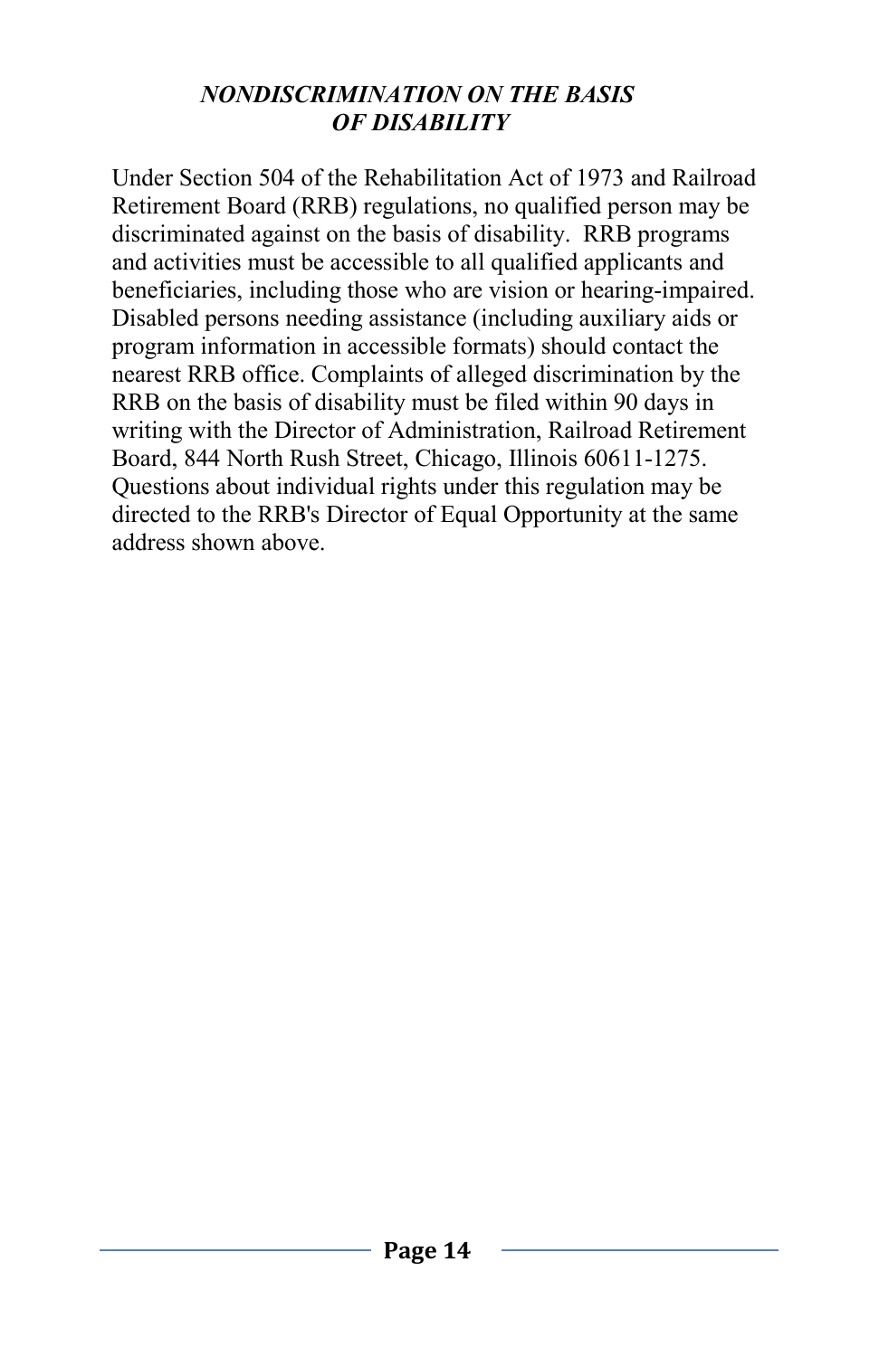## *NONDISCRIMINATION ON THE BASIS OF DISABILITY*

Under Section 504 of the Rehabilitation Act of 1973 and Railroad Retirement Board (RRB) regulations, no qualified person may be discriminated against on the basis of disability. RRB programs and activities must be accessible to all qualified applicants and beneficiaries, including those who are vision or hearing-impaired. Disabled persons needing assistance (including auxiliary aids or program information in accessible formats) should contact the nearest RRB office. Complaints of alleged discrimination by the RRB on the basis of disability must be filed within 90 days in writing with the Director of Administration, Railroad Retirement Board, 844 North Rush Street, Chicago, Illinois 60611-1275. Questions about individual rights under this regulation may be directed to the RRB's Director of Equal Opportunity at the same address shown above.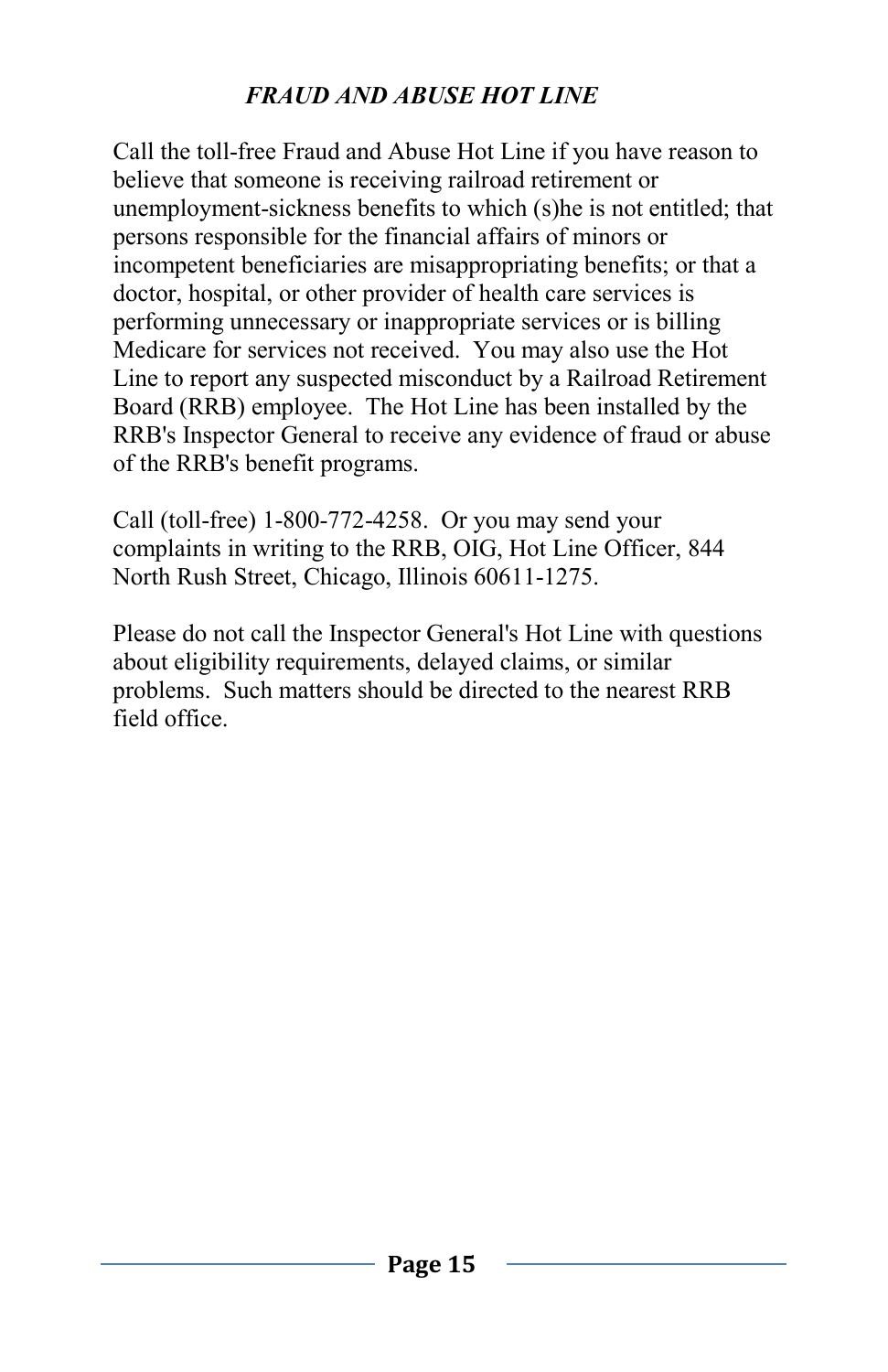## *FRAUD AND ABUSE HOT LINE*

Call the toll-free Fraud and Abuse Hot Line if you have reason to believe that someone is receiving railroad retirement or unemployment-sickness benefits to which (s)he is not entitled; that persons responsible for the financial affairs of minors or incompetent beneficiaries are misappropriating benefits; or that a doctor, hospital, or other provider of health care services is performing unnecessary or inappropriate services or is billing Medicare for services not received. You may also use the Hot Line to report any suspected misconduct by a Railroad Retirement Board (RRB) employee. The Hot Line has been installed by the RRB's Inspector General to receive any evidence of fraud or abuse of the RRB's benefit programs.

Call (toll-free) 1-800-772-4258. Or you may send your complaints in writing to the RRB, OIG, Hot Line Officer, 844 North Rush Street, Chicago, Illinois 60611-1275.

Please do not call the Inspector General's Hot Line with questions about eligibility requirements, delayed claims, or similar problems. Such matters should be directed to the nearest RRB field office.